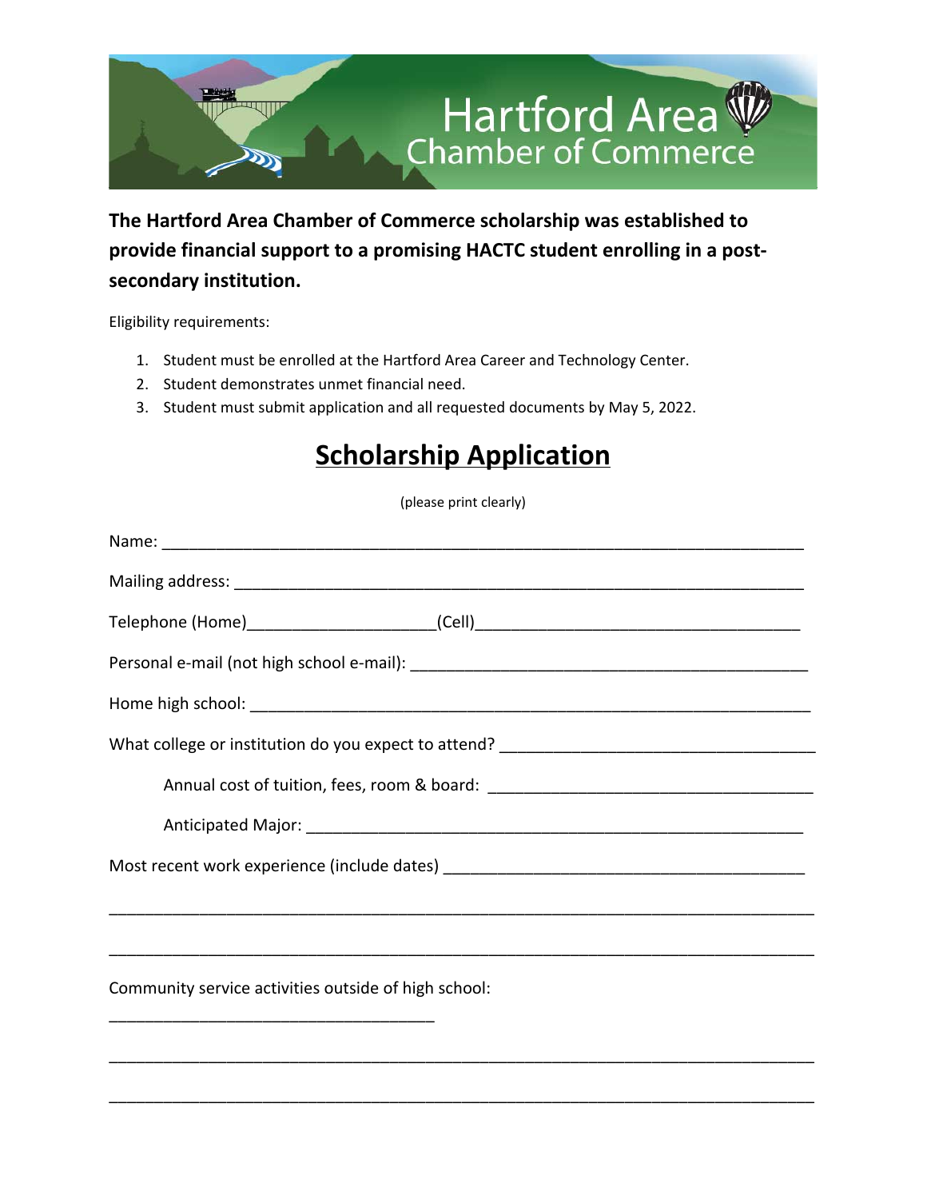# Hartford Area Chamber of Commerce

**The Hartford Area Chamber of Commerce scholarship was established to provide financial support to a promising HACTC student enrolling in a post-secondary institution.**

Eligibility requirements:

1. Student must be enrolled at the Hartford Area Career and Technology Center.
2. Student demonstrates unmet financial need.
3. Student must submit application and all requested documents by May 5, 2022.

## Scholarship Application

(please print clearly)

Name: ___________________________________________________________________________

Mailing address: ___________________________________________________________________

Telephone (Home)____________________(Cell)____________________________________

Personal e-mail (not high school e-mail): ____________________________________________

Home high school: __________________________________________________________________

What college or institution do you expect to attend? _________________________________

Annual cost of tuition, fees, room & board: ________________________________

Anticipated Major: _____________________________________________________

Most recent work experience (include dates) _________________________________________

_____________________________________________________________________________

_____________________________________________________________________________

Community service activities outside of high school:

____________________________________

_____________________________________________________________________________

_____________________________________________________________________________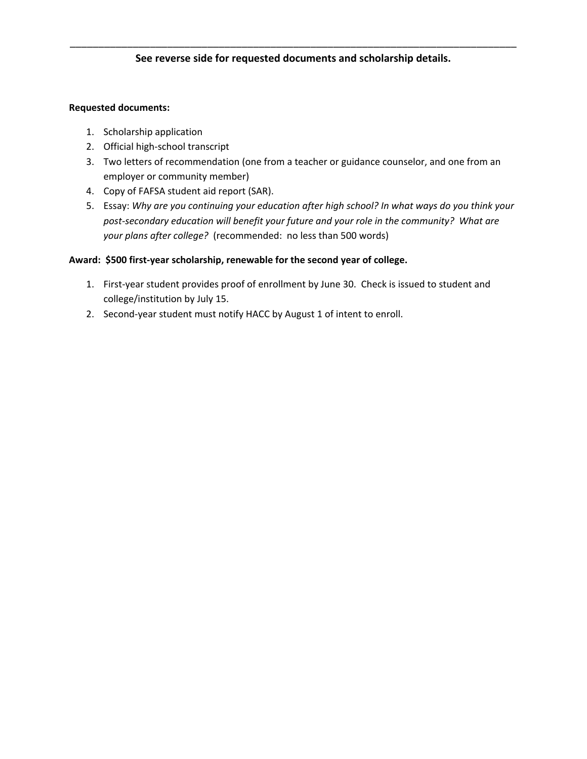---

**See reverse side for requested documents and scholarship details.**

**Requested documents:**

1. Scholarship application
2. Official high-school transcript
3. Two letters of recommendation (one from a teacher or guidance counselor, and one from an employer or community member)
4. Copy of FAFSA student aid report (SAR).
5. Essay: *Why are you continuing your education after high school? In what ways do you think your post-secondary education will benefit your future and your role in the community? What are your plans after college?* (recommended: no less than 500 words)

**Award: $500 first-year scholarship, renewable for the second year of college.**

1. First-year student provides proof of enrollment by June 30. Check is issued to student and college/institution by July 15.
2. Second-year student must notify HACC by August 1 of intent to enroll.